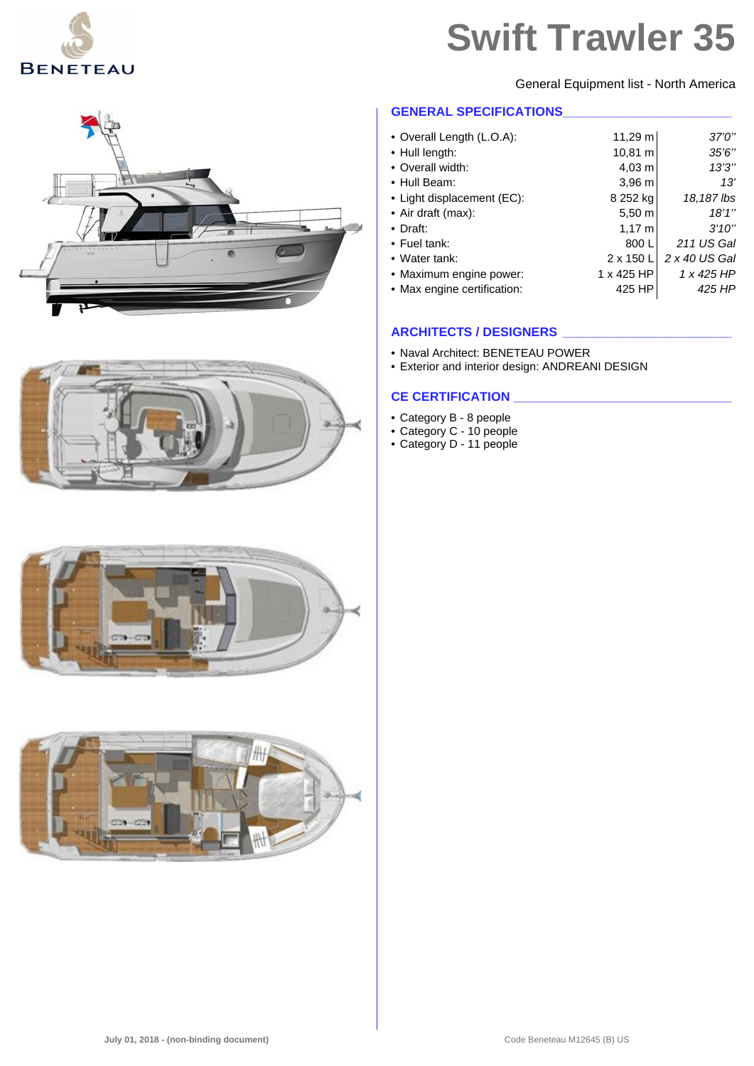# Swift Trawler 35

General Equipment list - North America

## GENERAL SPECIFICATIONS

| | | |
|---|---|---|
| • Overall Length (L.O.A): | 11,29 m | *37'0''* |
| • Hull length: | 10,81 m | *35'6''* |
| • Overall width: | 4,03 m | *13'3''* |
| • Hull Beam: | 3,96 m | *13'* |
| • Light displacement (EC): | 8 252 kg | *18,187 lbs* |
| • Air draft (max): | 5,50 m | *18'1''* |
| • Draft: | 1,17 m | *3'10''* |
| • Fuel tank: | 800 L | *211 US Gal* |
| • Water tank: | 2 x 150 L | *2 x 40 US Gal* |
| • Maximum engine power: | 1 x 425 HP | *1 x 425 HP* |
| • Max engine certification: | 425 HP | *425 HP* |

## ARCHITECTS / DESIGNERS

- Naval Architect: BENETEAU POWER
- Exterior and interior design: ANDREANI DESIGN

## CE CERTIFICATION

- Category B - 8 people
- Category C - 10 people
- Category D - 11 people

July 01, 2018 - (non-binding document)

Code Beneteau M12645 (B) US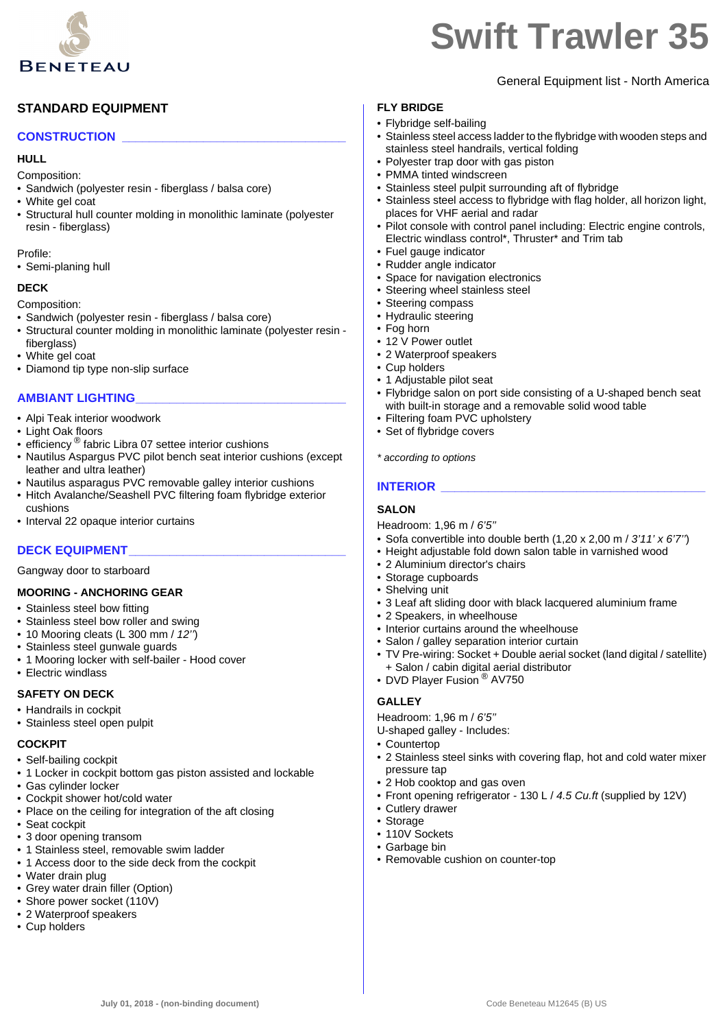# Swift Trawler 35

General Equipment list - North America

## STANDARD EQUIPMENT

### CONSTRUCTION

#### HULL

Composition:

- Sandwich (polyester resin - fiberglass / balsa core)
- White gel coat
- Structural hull counter molding in monolithic laminate (polyester resin - fiberglass)

Profile:

- Semi-planing hull

#### DECK

Composition:

- Sandwich (polyester resin - fiberglass / balsa core)
- Structural counter molding in monolithic laminate (polyester resin - fiberglass)
- White gel coat
- Diamond tip type non-slip surface

### AMBIANT LIGHTING

- Alpi Teak interior woodwork
- Light Oak floors
- efficiency ® fabric Libra 07 settee interior cushions
- Nautilus Aspargus PVC pilot bench seat interior cushions (except leather and ultra leather)
- Nautilus asparagus PVC removable galley interior cushions
- Hitch Avalanche/Seashell PVC filtering foam flybridge exterior cushions
- Interval 22 opaque interior curtains

### DECK EQUIPMENT

Gangway door to starboard

#### MOORING - ANCHORING GEAR

- Stainless steel bow fitting
- Stainless steel bow roller and swing
- 10 Mooring cleats (L 300 mm / *12''*)
- Stainless steel gunwale guards
- 1 Mooring locker with self-bailer - Hood cover
- Electric windlass

#### SAFETY ON DECK

- Handrails in cockpit
- Stainless steel open pulpit

#### COCKPIT

- Self-bailing cockpit
- 1 Locker in cockpit bottom gas piston assisted and lockable
- Gas cylinder locker
- Cockpit shower hot/cold water
- Place on the ceiling for integration of the aft closing
- Seat cockpit
- 3 door opening transom
- 1 Stainless steel, removable swim ladder
- 1 Access door to the side deck from the cockpit
- Water drain plug
- Grey water drain filler (Option)
- Shore power socket (110V)
- 2 Waterproof speakers
- Cup holders

#### FLY BRIDGE

- Flybridge self-bailing
- Stainless steel access ladder to the flybridge with wooden steps and stainless steel handrails, vertical folding
- Polyester trap door with gas piston
- PMMA tinted windscreen
- Stainless steel pulpit surrounding aft of flybridge
- Stainless steel access to flybridge with flag holder, all horizon light, places for VHF aerial and radar
- Pilot console with control panel including: Electric engine controls, Electric windlass control*, Thruster* and Trim tab
- Fuel gauge indicator
- Rudder angle indicator
- Space for navigation electronics
- Steering wheel stainless steel
- Steering compass
- Hydraulic steering
- Fog horn
- 12 V Power outlet
- 2 Waterproof speakers
- Cup holders
- 1 Adjustable pilot seat
- Flybridge salon on port side consisting of a U-shaped bench seat with built-in storage and a removable solid wood table
- Filtering foam PVC upholstery
- Set of flybridge covers

*\* according to options*

### INTERIOR

#### SALON

Headroom: 1,96 m / *6'5''*

- Sofa convertible into double berth (1,20 x 2,00 m / *3'11' x 6'7''*)
- Height adjustable fold down salon table in varnished wood
- 2 Aluminium director's chairs
- Storage cupboards
- Shelving unit
- 3 Leaf aft sliding door with black lacquered aluminium frame
- 2 Speakers, in wheelhouse
- Interior curtains around the wheelhouse
- Salon / galley separation interior curtain
- TV Pre-wiring: Socket + Double aerial socket (land digital / satellite) + Salon / cabin digital aerial distributor
- DVD Player Fusion ® AV750

#### GALLEY

Headroom: 1,96 m / *6'5''*

U-shaped galley - Includes:

- Countertop
- 2 Stainless steel sinks with covering flap, hot and cold water mixer pressure tap
- 2 Hob cooktop and gas oven
- Front opening refrigerator - 130 L / *4.5 Cu.ft* (supplied by 12V)
- Cutlery drawer
- Storage
- 110V Sockets
- Garbage bin
- Removable cushion on counter-top

July 01, 2018 - (non-binding document)

Code Beneteau M12645 (B) US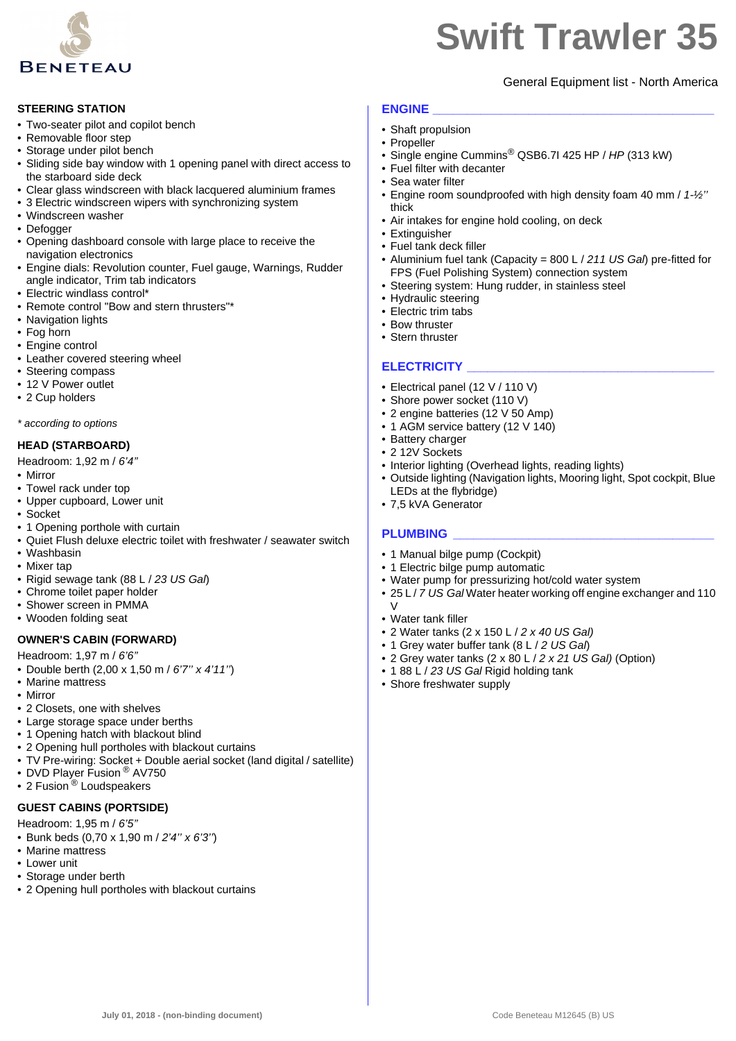# Swift Trawler 35

General Equipment list - North America

## STEERING STATION

- Two-seater pilot and copilot bench
- Removable floor step
- Storage under pilot bench
- Sliding side bay window with 1 opening panel with direct access to the starboard side deck
- Clear glass windscreen with black lacquered aluminium frames
- 3 Electric windscreen wipers with synchronizing system
- Windscreen washer
- Defogger
- Opening dashboard console with large place to receive the navigation electronics
- Engine dials: Revolution counter, Fuel gauge, Warnings, Rudder angle indicator, Trim tab indicators
- Electric windlass control*
- Remote control "Bow and stern thrusters"*
- Navigation lights
- Fog horn
- Engine control
- Leather covered steering wheel
- Steering compass
- 12 V Power outlet
- 2 Cup holders

*\* according to options*

## HEAD (STARBOARD)

Headroom: 1,92 m / *6'4"*

- Mirror
- Towel rack under top
- Upper cupboard, Lower unit
- Socket
- 1 Opening porthole with curtain
- Quiet Flush deluxe electric toilet with freshwater / seawater switch
- Washbasin
- Mixer tap
- Rigid sewage tank (88 L / *23 US Gal*)
- Chrome toilet paper holder
- Shower screen in PMMA
- Wooden folding seat

## OWNER'S CABIN (FORWARD)

Headroom: 1,97 m / *6'6"*

- Double berth (2,00 x 1,50 m / *6'7" x 4'11"*)
- Marine mattress
- Mirror
- 2 Closets, one with shelves
- Large storage space under berths
- 1 Opening hatch with blackout blind
- 2 Opening hull portholes with blackout curtains
- TV Pre-wiring: Socket + Double aerial socket (land digital / satellite)
- DVD Player Fusion® AV750
- 2 Fusion® Loudspeakers

## GUEST CABINS (PORTSIDE)

Headroom: 1,95 m / *6'5"*

- Bunk beds (0,70 x 1,90 m / *2'4" x 6'3"*)
- Marine mattress
- Lower unit
- Storage under berth
- 2 Opening hull portholes with blackout curtains

## ENGINE

- Shaft propulsion
- Propeller
- Single engine Cummins® QSB6.7l 425 HP / *HP* (313 kW)
- Fuel filter with decanter
- Sea water filter
- Engine room soundproofed with high density foam 40 mm / *1-½"* thick
- Air intakes for engine hold cooling, on deck
- Extinguisher
- Fuel tank deck filler
- Aluminium fuel tank (Capacity = 800 L / *211 US Gal*) pre-fitted for FPS (Fuel Polishing System) connection system
- Steering system: Hung rudder, in stainless steel
- Hydraulic steering
- Electric trim tabs
- Bow thruster
- Stern thruster

## ELECTRICITY

- Electrical panel (12 V / 110 V)
- Shore power socket (110 V)
- 2 engine batteries (12 V 50 Amp)
- 1 AGM service battery (12 V 140)
- Battery charger
- 2 12V Sockets
- Interior lighting (Overhead lights, reading lights)
- Outside lighting (Navigation lights, Mooring light, Spot cockpit, Blue LEDs at the flybridge)
- 7,5 kVA Generator

## PLUMBING

- 1 Manual bilge pump (Cockpit)
- 1 Electric bilge pump automatic
- Water pump for pressurizing hot/cold water system
- 25 L / *7 US Gal* Water heater working off engine exchanger and 110 V
- Water tank filler
- 2 Water tanks (2 x 150 L / *2 x 40 US Gal)*
- 1 Grey water buffer tank (8 L / *2 US Gal*)
- 2 Grey water tanks (2 x 80 L / *2 x 21 US Gal)* (Option)
- 1 88 L / *23 US Gal* Rigid holding tank
- Shore freshwater supply

July 01, 2018 - (non-binding document)

Code Beneteau M12645 (B) US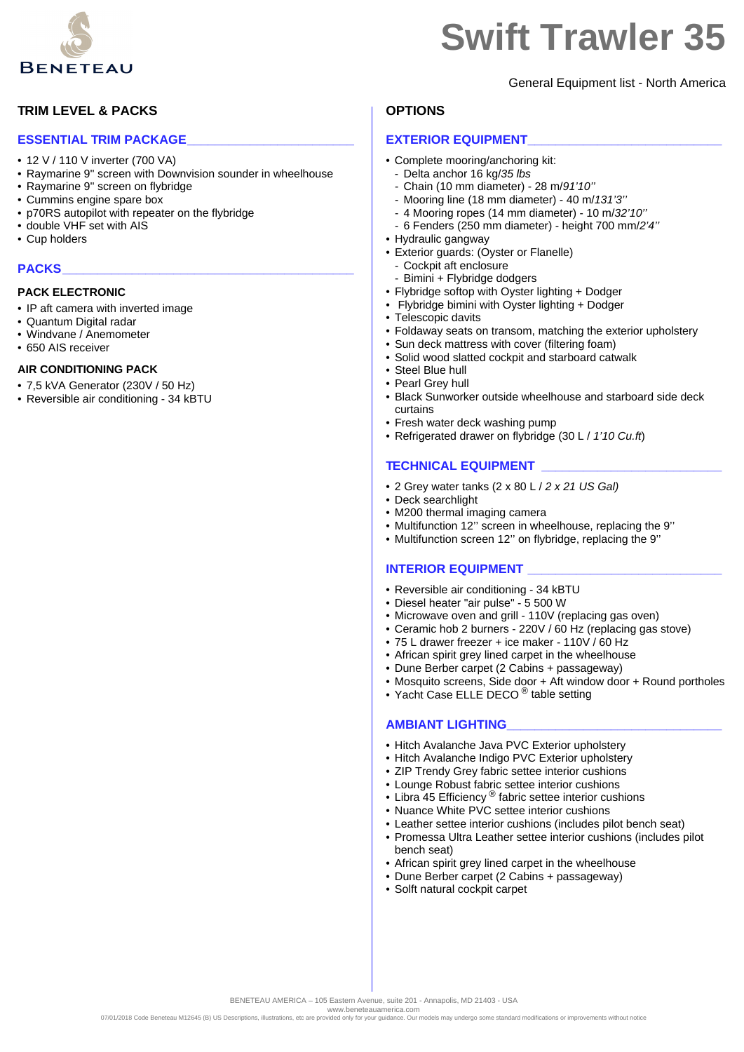BENETEAU

# Swift Trawler 35

General Equipment list - North America

## TRIM LEVEL & PACKS

### ESSENTIAL TRIM PACKAGE

- 12 V / 110 V inverter (700 VA)
- Raymarine 9" screen with Downvision sounder in wheelhouse
- Raymarine 9" screen on flybridge
- Cummins engine spare box
- p70RS autopilot with repeater on the flybridge
- double VHF set with AIS
- Cup holders

### PACKS

#### PACK ELECTRONIC

- IP aft camera with inverted image
- Quantum Digital radar
- Windvane / Anemometer
- 650 AIS receiver

#### AIR CONDITIONING PACK

- 7,5 kVA Generator (230V / 50 Hz)
- Reversible air conditioning - 34 kBTU

## OPTIONS

### EXTERIOR EQUIPMENT

- Complete mooring/anchoring kit:
  - Delta anchor 16 kg/*35 lbs*
  - Chain (10 mm diameter) - 28 m/*91'10''*
  - Mooring line (18 mm diameter) - 40 m/*131'3''*
  - 4 Mooring ropes (14 mm diameter) - 10 m/*32'10''*
  - 6 Fenders (250 mm diameter) - height 700 mm/*2'4''*
- Hydraulic gangway
- Exterior guards: (Oyster or Flanelle)
  - Cockpit aft enclosure
  - Bimini + Flybridge dodgers
- Flybridge softop with Oyster lighting + Dodger
- Flybridge bimini with Oyster lighting + Dodger
- Telescopic davits
- Foldaway seats on transom, matching the exterior upholstery
- Sun deck mattress with cover (filtering foam)
- Solid wood slatted cockpit and starboard catwalk
- Steel Blue hull
- Pearl Grey hull
- Black Sunworker outside wheelhouse and starboard side deck curtains
- Fresh water deck washing pump
- Refrigerated drawer on flybridge (30 L / *1'10 Cu.ft*)

### TECHNICAL EQUIPMENT

- 2 Grey water tanks (2 x 80 L / *2 x 21 US Gal)*
- Deck searchlight
- M200 thermal imaging camera
- Multifunction 12'' screen in wheelhouse, replacing the 9''
- Multifunction screen 12'' on flybridge, replacing the 9''

### INTERIOR EQUIPMENT

- Reversible air conditioning - 34 kBTU
- Diesel heater "air pulse" - 5 500 W
- Microwave oven and grill - 110V (replacing gas oven)
- Ceramic hob 2 burners - 220V / 60 Hz (replacing gas stove)
- 75 L drawer freezer + ice maker - 110V / 60 Hz
- African spirit grey lined carpet in the wheelhouse
- Dune Berber carpet (2 Cabins + passageway)
- Mosquito screens, Side door + Aft window door + Round portholes
- Yacht Case ELLE DECO ® table setting

### AMBIANT LIGHTING

- Hitch Avalanche Java PVC Exterior upholstery
- Hitch Avalanche Indigo PVC Exterior upholstery
- ZIP Trendy Grey fabric settee interior cushions
- Lounge Robust fabric settee interior cushions
- Libra 45 Efficiency ® fabric settee interior cushions
- Nuance White PVC settee interior cushions
- Leather settee interior cushions (includes pilot bench seat)
- Promessa Ultra Leather settee interior cushions (includes pilot bench seat)
- African spirit grey lined carpet in the wheelhouse
- Dune Berber carpet (2 Cabins + passageway)
- Solft natural cockpit carpet

BENETEAU AMERICA – 105 Eastern Avenue, suite 201 - Annapolis, MD 21403 - USA
www.beneteauamerica.com
07/01/2018 Code Beneteau M12645 (B) US Descriptions, illustrations, etc are provided only for your guidance. Our models may undergo some standard modifications or improvements without notice